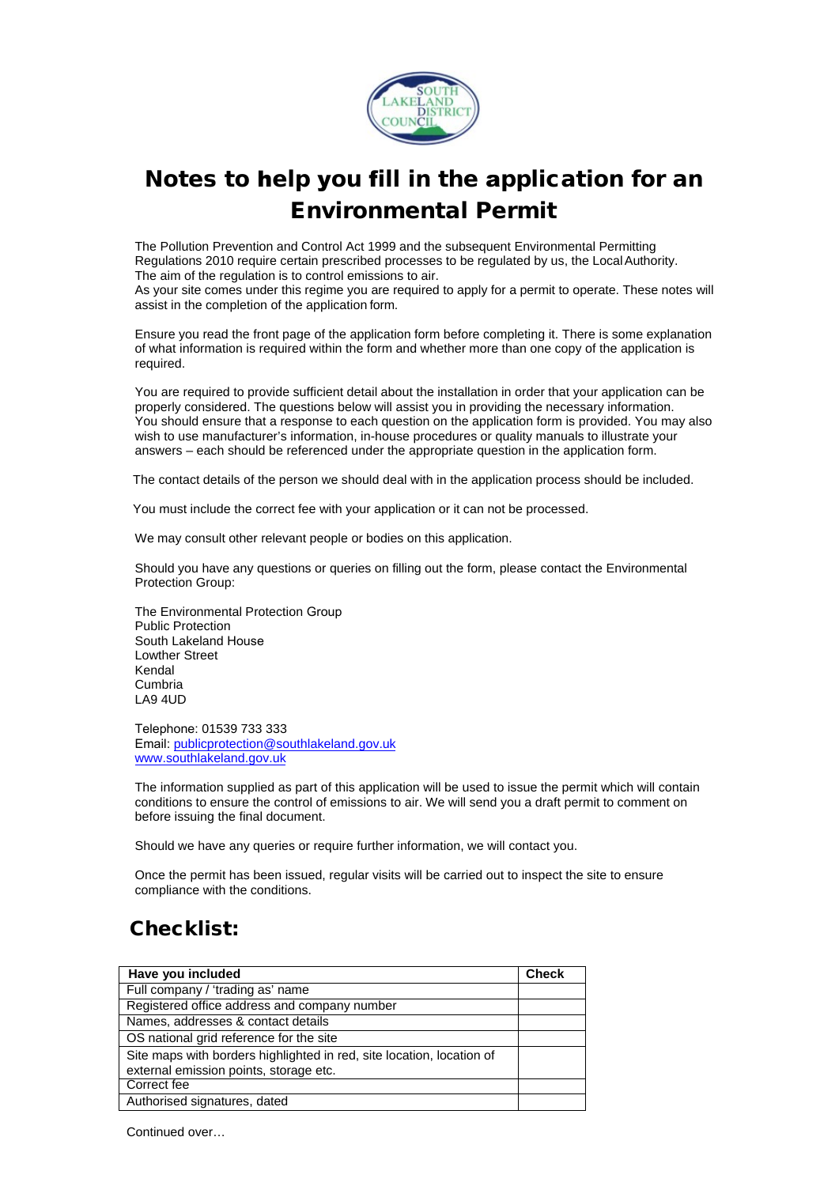# Notes to help you fill in the application for an Environmental Permit

The Pollution Prevention and Control Act 1999 and the subsequent Environmental Permitting Regulations 2010 require certain prescribed processes to be regulated by us, the Local Authority. The aim of the regulation is to control emissions to air.
As your site comes under this regime you are required to apply for a permit to operate. These notes will assist in the completion of the application form.

Ensure you read the front page of the application form before completing it. There is some explanation of what information is required within the form and whether more than one copy of the application is required.

You are required to provide sufficient detail about the installation in order that your application can be properly considered. The questions below will assist you in providing the necessary information.
You should ensure that a response to each question on the application form is provided. You may also wish to use manufacturer's information, in-house procedures or quality manuals to illustrate your answers – each should be referenced under the appropriate question in the application form.

The contact details of the person we should deal with in the application process should be included.

You must include the correct fee with your application or it can not be processed.

We may consult other relevant people or bodies on this application.

Should you have any questions or queries on filling out the form, please contact the Environmental Protection Group:

The Environmental Protection Group
Public Protection
South Lakeland House
Lowther Street
Kendal
Cumbria
LA9 4UD

Telephone: 01539 733 333
Email: publicprotection@southlakeland.gov.uk
www.southlakeland.gov.uk

The information supplied as part of this application will be used to issue the permit which will contain conditions to ensure the control of emissions to air. We will send you a draft permit to comment on before issuing the final document.

Should we have any queries or require further information, we will contact you.

Once the permit has been issued, regular visits will be carried out to inspect the site to ensure compliance with the conditions.

## Checklist:

| Have you included | Check |
|---|---|
| Full company / 'trading as' name | |
| Registered office address and company number | |
| Names, addresses & contact details | |
| OS national grid reference for the site | |
| Site maps with borders highlighted in red, site location, location of external emission points, storage etc. | |
| Correct fee | |
| Authorised signatures, dated | |

Continued over…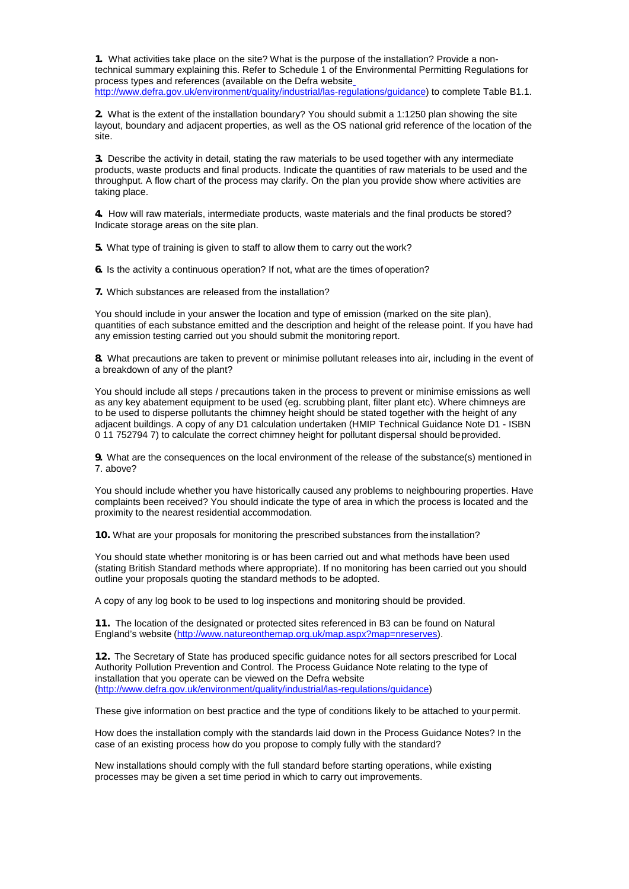**1.** What activities take place on the site? What is the purpose of the installation? Provide a non-technical summary explaining this. Refer to Schedule 1 of the Environmental Permitting Regulations for process types and references (available on the Defra website http://www.defra.gov.uk/environment/quality/industrial/las-regulations/guidance) to complete Table B1.1.

**2.** What is the extent of the installation boundary? You should submit a 1:1250 plan showing the site layout, boundary and adjacent properties, as well as the OS national grid reference of the location of the site.

**3.** Describe the activity in detail, stating the raw materials to be used together with any intermediate products, waste products and final products. Indicate the quantities of raw materials to be used and the throughput. A flow chart of the process may clarify. On the plan you provide show where activities are taking place.

**4.** How will raw materials, intermediate products, waste materials and the final products be stored? Indicate storage areas on the site plan.

**5.** What type of training is given to staff to allow them to carry out the work?

**6.** Is the activity a continuous operation? If not, what are the times of operation?

**7.** Which substances are released from the installation?

You should include in your answer the location and type of emission (marked on the site plan), quantities of each substance emitted and the description and height of the release point. If you have had any emission testing carried out you should submit the monitoring report.

**8.** What precautions are taken to prevent or minimise pollutant releases into air, including in the event of a breakdown of any of the plant?

You should include all steps / precautions taken in the process to prevent or minimise emissions as well as any key abatement equipment to be used (eg. scrubbing plant, filter plant etc). Where chimneys are to be used to disperse pollutants the chimney height should be stated together with the height of any adjacent buildings. A copy of any D1 calculation undertaken (HMIP Technical Guidance Note D1 - ISBN 0 11 752794 7) to calculate the correct chimney height for pollutant dispersal should be provided.

**9.** What are the consequences on the local environment of the release of the substance(s) mentioned in 7. above?

You should include whether you have historically caused any problems to neighbouring properties. Have complaints been received? You should indicate the type of area in which the process is located and the proximity to the nearest residential accommodation.

**10.** What are your proposals for monitoring the prescribed substances from the installation?

You should state whether monitoring is or has been carried out and what methods have been used (stating British Standard methods where appropriate). If no monitoring has been carried out you should outline your proposals quoting the standard methods to be adopted.

A copy of any log book to be used to log inspections and monitoring should be provided.

**11.** The location of the designated or protected sites referenced in B3 can be found on Natural England's website (http://www.natureonthemap.org.uk/map.aspx?map=nreserves).

**12.** The Secretary of State has produced specific guidance notes for all sectors prescribed for Local Authority Pollution Prevention and Control. The Process Guidance Note relating to the type of installation that you operate can be viewed on the Defra website (http://www.defra.gov.uk/environment/quality/industrial/las-regulations/guidance)

These give information on best practice and the type of conditions likely to be attached to your permit.

How does the installation comply with the standards laid down in the Process Guidance Notes? In the case of an existing process how do you propose to comply fully with the standard?

New installations should comply with the full standard before starting operations, while existing processes may be given a set time period in which to carry out improvements.